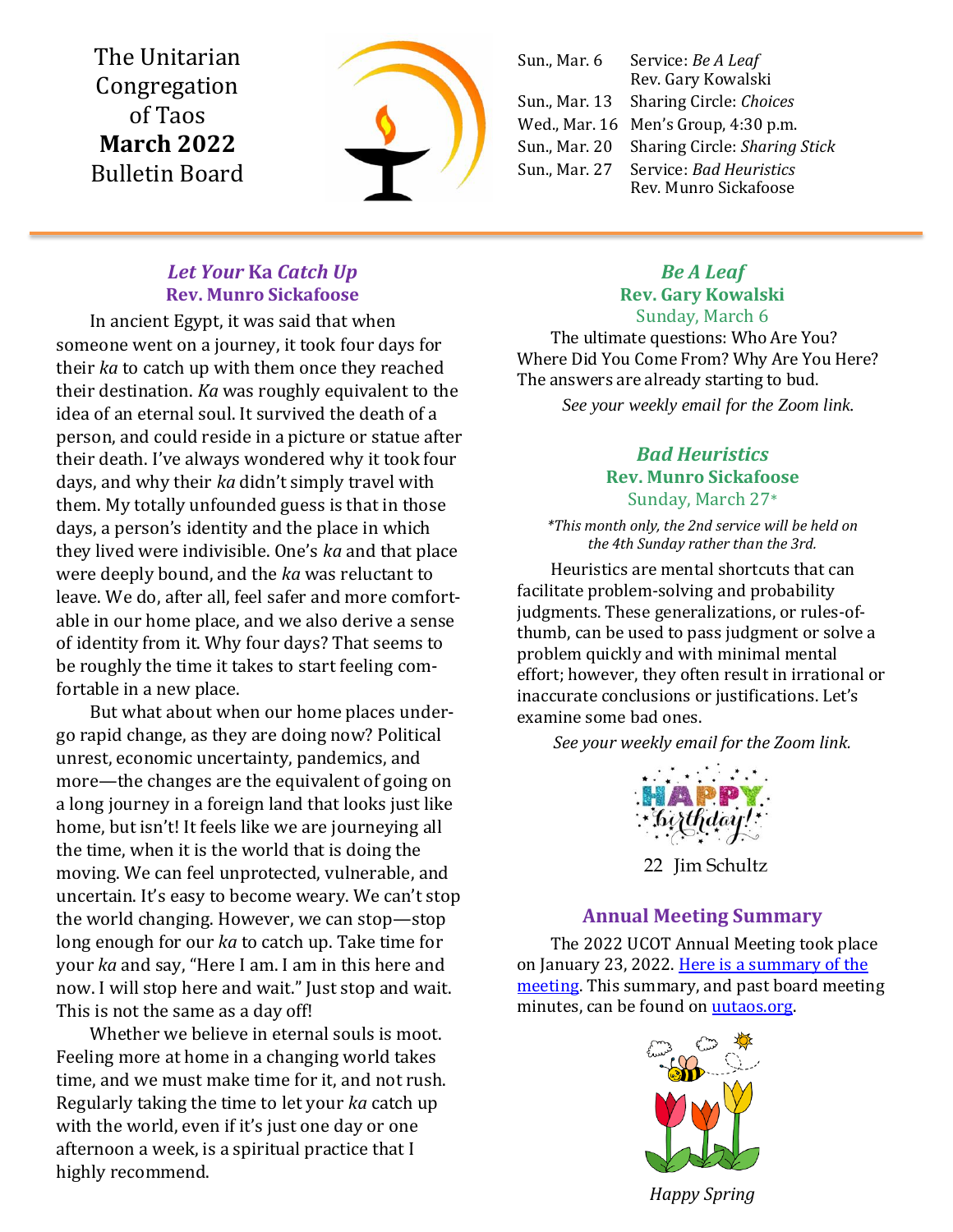# The Unitarian Congregation of Taos
# **March 2022**
# Bulletin Board

| | |
|---|---|
| Sun., Mar. 6 | Service: *Be A Leaf* Rev. Gary Kowalski |
| Sun., Mar. 13 | Sharing Circle: *Choices* |
| Wed., Mar. 16 | Men's Group, 4:30 p.m. |
| Sun., Mar. 20 | Sharing Circle: *Sharing Stick* |
| Sun., Mar. 27 | Service: *Bad Heuristics* Rev. Munro Sickafoose |

## *Let Your* Ka *Catch Up*
### Rev. Munro Sickafoose

In ancient Egypt, it was said that when someone went on a journey, it took four days for their *ka* to catch up with them once they reached their destination. *Ka* was roughly equivalent to the idea of an eternal soul. It survived the death of a person, and could reside in a picture or statue after their death. I've always wondered why it took four days, and why their *ka* didn't simply travel with them. My totally unfounded guess is that in those days, a person's identity and the place in which they lived were indivisible. One's *ka* and that place were deeply bound, and the *ka* was reluctant to leave. We do, after all, feel safer and more comfortable in our home place, and we also derive a sense of identity from it. Why four days? That seems to be roughly the time it takes to start feeling comfortable in a new place.

But what about when our home places undergo rapid change, as they are doing now? Political unrest, economic uncertainty, pandemics, and more—the changes are the equivalent of going on a long journey in a foreign land that looks just like home, but isn't! It feels like we are journeying all the time, when it is the world that is doing the moving. We can feel unprotected, vulnerable, and uncertain. It's easy to become weary. We can't stop the world changing. However, we can stop—stop long enough for our *ka* to catch up. Take time for your *ka* and say, "Here I am. I am in this here and now. I will stop here and wait." Just stop and wait. This is not the same as a day off!

Whether we believe in eternal souls is moot. Feeling more at home in a changing world takes time, and we must make time for it, and not rush. Regularly taking the time to let your *ka* catch up with the world, even if it's just one day or one afternoon a week, is a spiritual practice that I highly recommend.

## *Be A Leaf*
### Rev. Gary Kowalski
Sunday, March 6

The ultimate questions: Who Are You? Where Did You Come From? Why Are You Here? The answers are already starting to bud.

*See your weekly email for the Zoom link.*

## *Bad Heuristics*
### Rev. Munro Sickafoose
Sunday, March 27*

*\*This month only, the 2nd service will be held on the 4th Sunday rather than the 3rd.*

Heuristics are mental shortcuts that can facilitate problem-solving and probability judgments. These generalizations, or rules-of-thumb, can be used to pass judgment or solve a problem quickly and with minimal mental effort; however, they often result in irrational or inaccurate conclusions or justifications. Let's examine some bad ones.

*See your weekly email for the Zoom link.*

HAPPY birthday!

22 Jim Schultz

## Annual Meeting Summary

The 2022 UCOT Annual Meeting took place on January 23, 2022. Here is a summary of the meeting. This summary, and past board meeting minutes, can be found on uutaos.org.

*Happy Spring*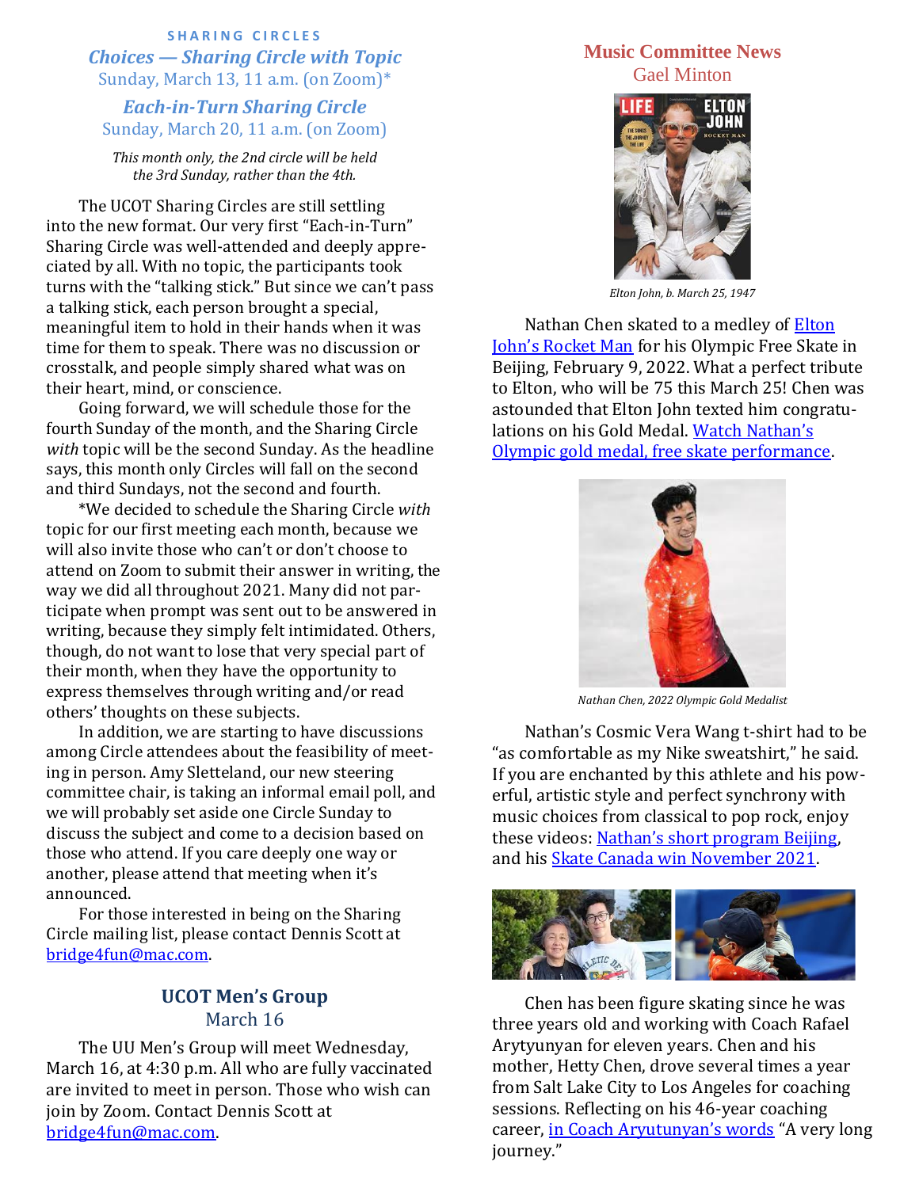SHARING CIRCLES

### *Choices — Sharing Circle with Topic*

Sunday, March 13, 11 a.m. (on Zoom)*

### *Each-in-Turn Sharing Circle*

Sunday, March 20, 11 a.m. (on Zoom)

*This month only, the 2nd circle will be held the 3rd Sunday, rather than the 4th.*

The UCOT Sharing Circles are still settling into the new format. Our very first "Each-in-Turn" Sharing Circle was well-attended and deeply appreciated by all. With no topic, the participants took turns with the "talking stick." But since we can't pass a talking stick, each person brought a special, meaningful item to hold in their hands when it was time for them to speak. There was no discussion or crosstalk, and people simply shared what was on their heart, mind, or conscience.

Going forward, we will schedule those for the fourth Sunday of the month, and the Sharing Circle *with* topic will be the second Sunday. As the headline says, this month only Circles will fall on the second and third Sundays, not the second and fourth.

*We decided to schedule the Sharing Circle *with* topic for our first meeting each month, because we will also invite those who can't or don't choose to attend on Zoom to submit their answer in writing, the way we did all throughout 2021. Many did not participate when prompt was sent out to be answered in writing, because they simply felt intimidated. Others, though, do not want to lose that very special part of their month, when they have the opportunity to express themselves through writing and/or read others' thoughts on these subjects.

In addition, we are starting to have discussions among Circle attendees about the feasibility of meeting in person. Amy Sletteland, our new steering committee chair, is taking an informal email poll, and we will probably set aside one Circle Sunday to discuss the subject and come to a decision based on those who attend. If you care deeply one way or another, please attend that meeting when it's announced.

For those interested in being on the Sharing Circle mailing list, please contact Dennis Scott at bridge4fun@mac.com.

## UCOT Men's Group

March 16

The UU Men's Group will meet Wednesday, March 16, at 4:30 p.m. All who are fully vaccinated are invited to meet in person. Those who wish can join by Zoom. Contact Dennis Scott at bridge4fun@mac.com.

## Music Committee News

Gael Minton

*Elton John, b. March 25, 1947*

Nathan Chen skated to a medley of Elton John's Rocket Man for his Olympic Free Skate in Beijing, February 9, 2022. What a perfect tribute to Elton, who will be 75 this March 25! Chen was astounded that Elton John texted him congratulations on his Gold Medal. Watch Nathan's Olympic gold medal, free skate performance.

*Nathan Chen, 2022 Olympic Gold Medalist*

Nathan's Cosmic Vera Wang t-shirt had to be "as comfortable as my Nike sweatshirt," he said. If you are enchanted by this athlete and his powerful, artistic style and perfect synchrony with music choices from classical to pop rock, enjoy these videos: Nathan's short program Beijing, and his Skate Canada win November 2021.

Chen has been figure skating since he was three years old and working with Coach Rafael Arytyunyan for eleven years. Chen and his mother, Hetty Chen, drove several times a year from Salt Lake City to Los Angeles for coaching sessions. Reflecting on his 46-year coaching career, in Coach Aryutunyan's words "A very long journey."